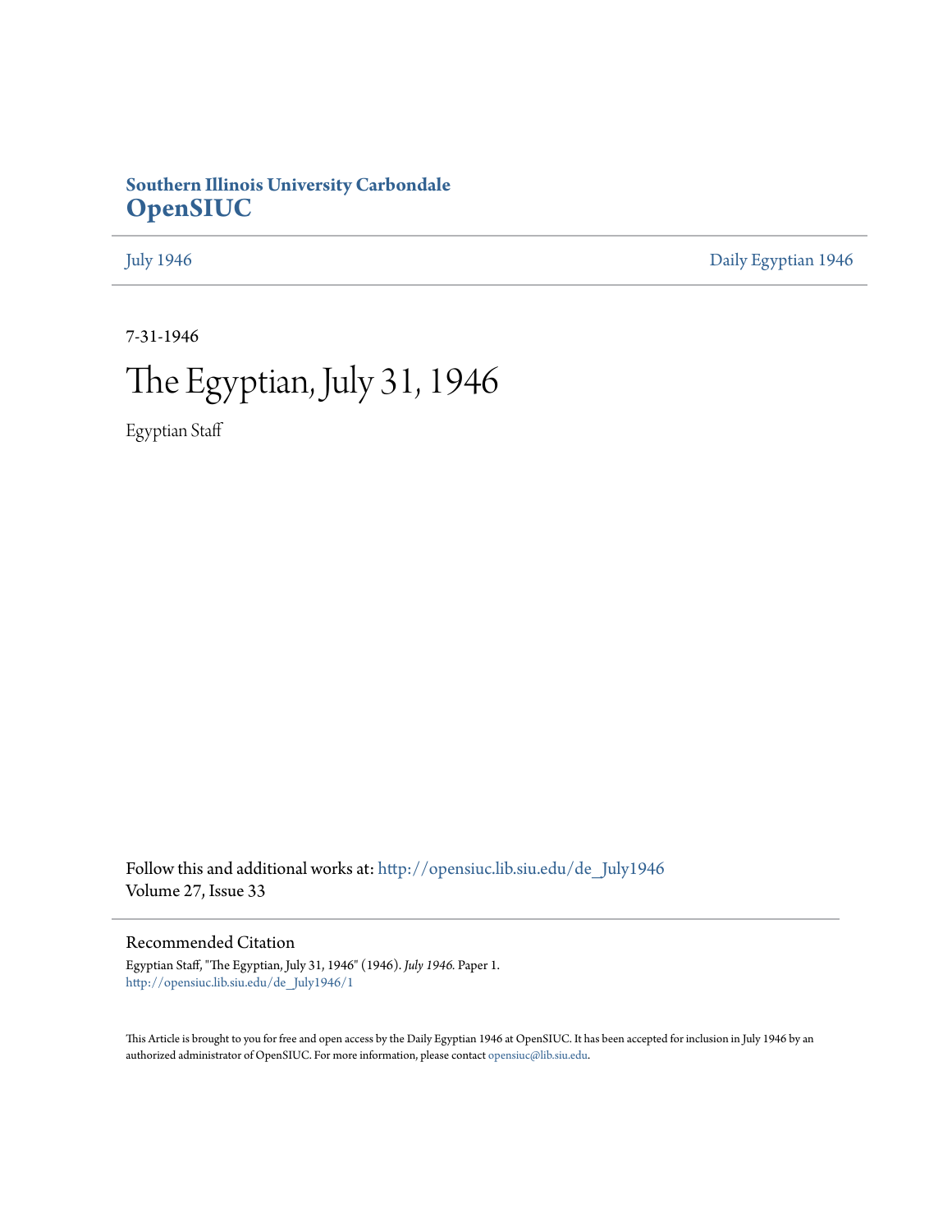Southern Illinois University Carbondale
**OpenSIUC**

July 1946 | Daily Egyptian 1946

7-31-1946

# The Egyptian, July 31, 1946

Egyptian Staff

Follow this and additional works at: http://opensiuc.lib.siu.edu/de_July1946
Volume 27, Issue 33

## Recommended Citation

Egyptian Staff, "The Egyptian, July 31, 1946" (1946). *July 1946.* Paper 1.
http://opensiuc.lib.siu.edu/de_July1946/1

This Article is brought to you for free and open access by the Daily Egyptian 1946 at OpenSIUC. It has been accepted for inclusion in July 1946 by an authorized administrator of OpenSIUC. For more information, please contact opensiuc@lib.siu.edu.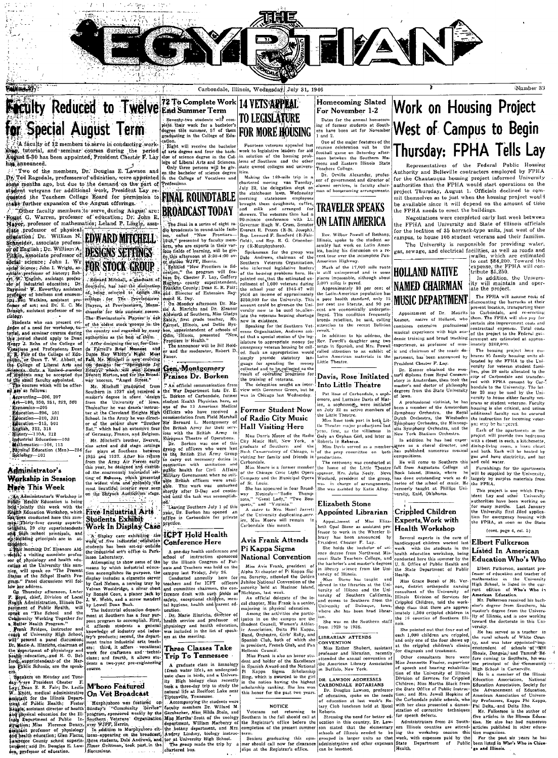# THE EGYPTIAN

Volume 27 — Carbondale, Illinois, Wednesday, July 31, 1946 — Number 33

## Faculty Reduced to Twelve for Special August Term

A faculty of 12 members to serve in conducting workshop, tutorial, and seminar courses during the period August 5-30 has been appointed, President Chester F. Lay has announced.

Two of the members, Dr. Douglas E. Lawson and Dr. Ted Ragsdale, professors of education, were appointed some months ago, but due to the demand on the part of student veterans for additional work, President Lay requested the Teachers College Board for permission to make further expansion of the August offerings.

Other faculty members to serve during August are: Forest G. Warren, professor of education; Dr. John R. Mayor, professor of mathematics; Leland P. Lingle, associate professor of physical education; Dr. William N. Schneider, associate professor of English; Dr. William A. Pitkin, associate professor of social science; John I. Wright, associate professor of history; Robert W. English, assistant professor of industrial education; Dr. Raymond W. Waverley, assistant professor of business and economics; Ben Watkins, assistant professor of art; and Dr. E. C. Mc Donagh, assistant professor of sociology.

Students who can present evidence of a need for workshop, tutorial, and seminar courses during this period should apply to Dean Henry J. Rehn of the College of Vocations and Professions, Dean E. R. Fair of the College of Education, or Dean T. W. Abbott of the College of Liberal Arts and Sciences. Only a limited number of students may be accepted due to the small faculty appointed.

The courses which will be offered are as follows:

- Accounting—206, 207
- Art—100, 250, 251, 252, 360
- Economics—205
- Education—206, 501
- Education—310, 331
- Education—315, 501
- English, 212, 318
- History—110A, 212
- Industrial Education—103
- Mathematics—108, 113
- Physical Education (Men)—256
- Sociology—101

## Administrator's Workshop in Session Here This Week

An Administrator's Workshop in Public Health Education is being held jointly this week with the Health Education Workshop, which has been conducted here this summer. Thirty-four county superintendents, 39 city superintendents, and high school principals, and school building principals are in attendance.

This morning Dr. Eleanor Aldworth, a visiting associate professor of physiology and health education at the University this summer, will speak on "The Present Status of the School Health Program." Panel discussions will follow each address.

On Thursday afternoon, Lester F. Boyd, chief, Division of Local Health Administration, Illinois Department of Public Health, will speak on "The School and the Community Working Together for a Better Health Program."

Frank Bridges, instructor and coach of University High School, will present a panel discussion; Dr. Marie A. Hinrichs, chairman of the department of physiology and health education, and H. O. Belford, superintendent of the Marion Public Schools, are the speakers.

Speakers on Monday and Tuesday were President Chester F. Lay, Dean E. R. Fair; Dr. Leslie W. Knott, medical administrative assistant for the Illinois Department of Public Health; Foster Keagle, assistant director of health and physical education for the Illinois Department of Public Instruction; Miss Florence Denny, assistant professor of physiology and health education; Glen Fiscus, Lawrence County school superintendent; and Dr. Douglas E. Lawson, professor of education.

## Edward Mitchell Designs Settings for Stock Group

Edward Mitchell, a graduate of Southern, has had the distinction of being selected to design the settings for The Provincetown Players, at Provincetown, Massachusetts for this summer season.

The Provincetown Players is one of the oldest stock groups in the country and regarded by many authorities as the best of them.

After designing the set for Glenda Farrell's Brief Moment and Dame May Whitty's Night Must Fall, Mr. Mitchell is now evolving the designs for "Springtime for Henry," which will star Edward Everett Horton, and for the Broadway success, "Angel Street."

Mr. Mitchell graduated from Southern in 1937 and received a master's degree in scene design from the University of Iowa. Thereafter he was drama instructor at the Cleveland Heights High School. In the Army he was director of the soldier show "Brother Rat," which had an extensive tour of Germany, France, and Belgium.

Mr. Mitchell's brother, Everett, also acted and did stage settings for plays at Southern between 1935 and 1937. After his return from the Army Air Forces early this year, he designed and executed the enormously successful setting of Rebecca, which presented the widest vista and probably the most beautiful interior ever seen on the Shryock Auditorium stage.

## Five Industrial Arts Students Exhibit Work In Display Case

A display case exhibiting the work of five industrial education students has been set up outside the industrial art's office in Parkinson Laboratory.

Attempting to show some of the means by which industrial education accomplishes its purpose, the display includes a cigarette server by Carl Nelson, a serving tray by Velvan Wooldridge, a silver chest by Ronald Coon, a planer jack by J. W. Webb, and a screw mandrel by Lowell Dean Bush.

The industrial education department at Southern has a four purpose program to accomplish. First, it affords students a general knowledge of industry and industry's products; second, the department trains industrial arts teachers; third, it offers vocational work for craftsmen and technicians; and fourth, it allows students a two-year pre-engineering course.

## M'boro Featured On Vet Broadcast

Murphysboro was featured on Sunday's "Community Service" program, sponsored weekly by the Southern Veterans Organization over WJPF, Herrin.

In addition to Murphysboro citizens appearing on the broadcast, three students, Dale Andrews, and Elmer Geittman, took part in the discussions.

## 72 To Complete Work End Summer Term

Seventy-two students will complete their work for a bachelor's degree this summer, 57 of them graduating in the College of Education.

Eight will receive the bachelor of arts degree and four the bachelor of science degree in the College of Liberal Arts and Sciences. Only three persons will be given the bachelor of science degree in the College of Vocations and Professions.

## Final Roundtable Broadcast Today

The final in a series of eight radio broadcasts in round-table fashion, called "New Frontiers—1946," presented by faculty members, who are experts in their various fields of learning, will be given this afternoon at 3:30-4:00 over station WJPF, Herrin.

Entitled "New Frontiers in Education," the program will feature Dr. Chester F. Lay, Gaffery Hughes, county superintendent, Franklin County; Dean E. R. Fair; and Director of Extension Raymond H. Dey.

On Monday afternoon Dr. Marie A. Hinrichs and Dr. Eleanor Aldworth of Southern, Miss Gladys Batch, first grade teacher, Mt. Carmel, Illinois, and Dellie Byrnes, superintendent of schools of Odin, Illinois, presented "New Frontiers in Health."

The announcer will be Bill Holder and the moderator, Robert D. Faner.

## Gen. Montgomery Praises Dr. Borken

An official communication from the War Department lists Dr. E. L. Borken, of Carbondale, former Student Health Physician here, as one of the 13 American Medical Officers who have received a commendation from Field Marshall Sir Bernard L. Montgomery of the British Army for their services with the British Army in European Theatre of Operations.

Dr. Borken was one of this group of officers who were lent to the British 21st Army Group to carry out necessary duties in connection with sanitation and public health for Civil Affairs Military Government when no suitable British officers were available. This work was embarked shortly after D-Day and continued until the task was accomplished.

Leaving Southern July 1 of this year, Dr. Borken has opened an office in Carbondale for private practice.

## ICPT Hold Health Conference Here

A one-day health conference and school of instruction sponsored by the Illinois Congress of Parents and Teachers was held on the campus last Friday, July 26.

Conducted annually here for teachers and for ICPT officers and committee chairmen, the conference dealt with such fields as safety, exceptional children, mental hygiene, health and parent education.

Dr. Marie Hinrichs, director of health service and professor of physiology and health education, was included in the list of speakers at the meeting.

## Three Classes Take Trip To Tennessee

A graduate class in limnology (fresh water life), an undergraduate class in birds, and a University High biology class recently took a three-day trip to study the natural life at Reelfoot Lake near Tiptonville, Tennessee.

Accompanying the students were faculty members Dr. Willard M Gersbacher, Miss Hilda Stein, and Miss Martha Scott of the zoology department, William Marberry of the botany department, and Mrs. Audrey Lindsey, biology instructor at University High School.

The group made the trip by a chartered bus.

## 14 Vets Appeal To Legislature For More Housing

Fourteen veterans appealed last week to legislative leaders for aid in solution of the housing problems of Southern and the other state owned colleges and universities.

Making the 169-mile trip in a chartered moving van Tuesday, July 23, the delegation slept on the statehouse lawn. Wednesday morning statehouse employees brought them doughnuts, coffee, and milk and arranged for showers. The veterans then had a 90-minute conference with Lt. Governor Hugh W. Cross, Senator Everett R. Peters (R-St. Joseph), Rep. Leonard F. Sanford (R-Fairfield), and Rep. R. G. Crisenberry (R-Murphysboro).

Spokesman for the group was Dale Andrews, chairman of the Southern Veterans Organization, who informed legislative leaders of the housing problems here. He pointed out that the estimated enrollment of 1,000 veterans during the school year of 1946-47 will yield an income of approximately $350,000 for the University. This amount could be given to the University now to be used to alleviate the veterans housing shortage now in existence.

Speaking for the Southern Veterans Organization, Andrews asked that a special session of the legislature to appropriate money for emergency veteran housing be called. Such an appropriation would simply provide statutory language for spending the money collected and to be collected as the result of operating programs for the training of veterans.

The delegation sought an interview with Governor Green, but he was in Chicago last Wednesday.

## Former Student Now of Radio City Music Hall Visiting Here

Miss Dorris Moore of the Radio City Music Hall, New York, a graduate of Southern and the Ruth Conservatory of Chicago, is visiting her family and friends in Carbondale.

Miss Moore is a former member of the Chicago Civic Light Opera Company and the Municipal Opera of St. Louis.

She has appeared in four Broadway Musicals—"Sadie Thompson," "Great Lady," "Two Bouquets," and "Virginia."

A sister to Mrs. Hazel Jarrett of the University duplicating service, Miss Moore will remain in Carbondale this month.

## Avis Frank Attends Pi Kappa Sigma National Convention

Miss Avis Frank, president of Alpha Xi chapter of Pi Kappa Sigma Sorority, attended the Golden Jubilee National Convention of the sorority held at Macinac Island, Michigan, last week.

An official delegate of the local chapter, Miss Frank is a senior, majoring in physical education.

Among the activities she participates in on the campus are the Student Council, Women's Athletic Association, Delta Phi Kappa, Band, Orchestra, Girls' Rally, and Spanish Club, both of which she is president, French Club, and Pan Hellenic Council.

Miss Frank is also an honor student and holder of the Excellence in Spanish Award and the National Pi Kappa Sigma Scholarship Ring, which is awarded to the girl in the nation having the highest scholarship ranking. She has won this honor for the past two years.

### NOTICE

Veterans not returning to Southern in the fall should call at the Registrar's office before the completion of the present summer term.

Seniors graduating this summer should call now for clearance slips at the Registrar's office.

## Homecoming Slated For November 1-2

Dates for the annual homecoming of former students at Southern have been set for November 1 and 2.

One of the major features of the reunion celebration will be the football game on Saturday afternoon between the Southern Maroons and Eastern Illinois State Teachers College.

Dr. Orville Alexander, professor of government and director of alumni services, is faculty chairman of homecoming arrangements.

## Traveler Speaks On Latin America

Rev. Wilbur Powell of Bethany, Illinois, spoke to the student assembly last week on Latin America, basing his discussion on a recent tour over the incomplete Pan-American Highway.

Much of the 17,000 mile route is still unimproved and in some places impassable, although about 3,000 miles is paved.

Approximately 80 per cent of the Latin-American population has a poor health standard, only 15 per cent are literate, and 90 per cent are economically underprivileged. This condition frequently breeds rebellion, he said, calling attention to the recent Bolivian revolt.

In addition to his address, the Rev. Powell's daughter sang two songs in Spanish, and Mrs. Powell called attention to an exhibit of Latin American materials in the Little Theatre.

## Davis, Rose Initiated Into Little Theatre

Pat Rose of Carbondale, a sophomore, and Lorraine Davis of Marion, a sophomore, were initiated on July 22 as active members of the Little Theatre.

Miss Rose took part in both Little Theatre major productions last year, first, as the villainess in Only an Orphan Girl, and later as Roberts in Rebecca.

Miss Davis served as a member of the prop committee on both productions.

The ceremony was conducted at the home of the Little Theatre sponsor, Mrs. Julia Neely. Neva Woolard, president of the group, was in charge of arrangements. She was assisted by Katie Alley.

## Elizabeth Stone Appointed Librarian

Appointment of Miss Elizabeth Opal Stone as assistant professor to work in the Wheeler library has been announced by President Chester F. Lay.

She holds the bachelor of science degree from Northwest Missouri State Teachers College, and the bachelor's and master's degrees in library science from the University of Illinois.

Miss Stone has taught and served in the libraries at the University of Illinois and the University of Southern California, and comes to Southern from the University of Dubuque, Iowa, where she has been head librarian.

She was on the Southern staff from 1928 to 1936.

### LIBRARIAN ATTENDS CONVENTION

Miss Esther Shubert, assistant professor and librarian, recently attended the annual convention of the American Library Association in Buffalo, New York.

### DR. LAWSON ADDRESSES CARBONDALE ROTARIANS

Dr. Douglas Lawson, professor of education, spoke on the needs of education at last week's Rotary Club luncheon held at Hotel Roberts.

Stressing the need for better education in this country, Dr. Lawson stated that the elementary schools of Illinois needed to be grouped in larger units so that administrative and other expenses can be lessened.

## Work on Housing Project West of Campus to Begin Thursday: FPHA Tells Lay

Representatives of the Federal Public Housing Authority and Belleville contractors employed by FPHA for the Chautauqua housing project informed University authorities that the FPHA would start operations on the project Thursday, August 1. Officials declined to commit themselves as to just when the housing project would be available since it will depend on the amount of time the FPHA needs to erect the buildings.

Negotiations were completed early last week between the FPHA and University and State of Illinois officials for the location of 35 barrack-type units, just west of the campus, to house 105 student veterans and their families.

The University is responsible for providing water, gas, sewage, and electrical facilities, as well as roads and walks, which are estimated to cost $84,200. Toward this expense, the FPHA will contribute $5,250.

In addition, the University will maintain and operate the project.

The FPHA will assume costs of dismounting the barracks at their present location, transporting them to Carbondale, and re-erecting them. The FPHA will also pay for certain site improvement costs and contractual expenses. Total costs of the project to the Federal government are estimated at approximately $262,000.

The housing project here embraces 85 family housing units allocated by the FPHA to the University for veteran student families, plus 20 units allocated to the city of Carbondale and transferred with FPHA consent by Carbondale to the University. The latter 20 may be used by the University to house either faculty veterans or student veterans. Faculty housing is also critical, and unless additional faculty can be secured the instruction for incoming veterans may be hampered.

Each of the apartments in the project will provide two bedrooms with a closet in each, a kitchenette, dining-living room, a linen closet and bath. Each will be heated by gas and have electricity, and hot and cold water.

Furnishings for the apartments will be supplied by the University, largely by surplus materials from the FPHA.

This project is one which President Lay and other University authorities have been working on for many months. Last January the University first filed application for emergency housing with the FPHA, as soon as the State

(cont. page 4, col. 5)

## Holland Native Named Chairman Music Department

Appointment of Dr. Maurits Kesner, native of Holland, who combines extensive professional musical experience with high academic training and broad teaching experience, as professor of music and chairman of the music department, has been announced by President Chester F. Lay.

Dr. Kesner obtained the master's diploma from Royal Conservatory in Amsterdam, then took the master's and doctor of philosophy degrees from the State University of Iowa.

A professional violinist, he has been a member of the Amsterdam Symphony Orchestra, the Royal Dutch Orchestra, the Wiesbaden Symphony Orchestra, the Minneapolis Symphony Orchestra, and the New York Stadium Orchestra.

In addition he has had experience as a choral director, and has published numerous musical compositions.

He will come to Southern this fall from Augustana College at Rock Island, Illinois, where he has done outstanding work as director of the school of music. He formerly taught at Phillips University, Enid, Oklahoma.

## Crippled Children Experts Work with Health Workshop

Several experts in the care of handicapped children worked last week with the students in the health education workshop, being conducted here this summer by the U. S. Office of Public Health and the State Department of Public Health.

Miss Grace Borah of Mt. Vernon, district orthopedic nursing consultant of the University of Illinois Division of Services for Crippled Children, told the workshop class that there are approximately 1,500 crippled children in the 16 counties of Southern Illinois.

She pointed out that four out of each 1,000 children are crippled, and only one of the four shows up at the crippled children's clinics for diagnosis and treatment.

Other consultants here were Miss Jeannette Frazier, supervisor of speech and hearing rehabilitation of the University of Illinois Division of Services for Crippled Children; Miss Martha Black from the State Office of Public Instruction; and Mrs. Jewell Hopkins of the Carbondale public schools, who with her class presented a demonstration of corrective techniques for speech defects.

Administrators from 34 Southern Illinois counties are attending the workshop session this week, with expenses paid by the State Department of Public Health.

## Elbert Fulkerson Listed In American Education Who's Who

Elbert Fulkerson, assistant professor of education and teacher of mathematics in the University High School, is listed in the current edition of Who's Who in American Education.

Mr. Fulkerson received his bachelor's degree from Southern, his master's degree from the University of Illinois, and is now working toward the doctorate in this University.

He has served as a teacher in the rural schools of White County, and was later appointed superintendent of schools at Mill Shoals, Dongola, and Tamms. Before coming to Southern, he was the principal of the Community High School in Carterville.

He is a member of the Illinois Education Association, National Education Association, Society for the Advancement of Education, American Association of University Professors, Kappa Phi Kappa, Phi Delta, and Delta Iota.

Mr. Fulkerson is the author of five articles in the Illinois Education. He also has had numerous articles published in other education magazines.

For the past six years he has been listed in Who's Who in Chicago and Illinois.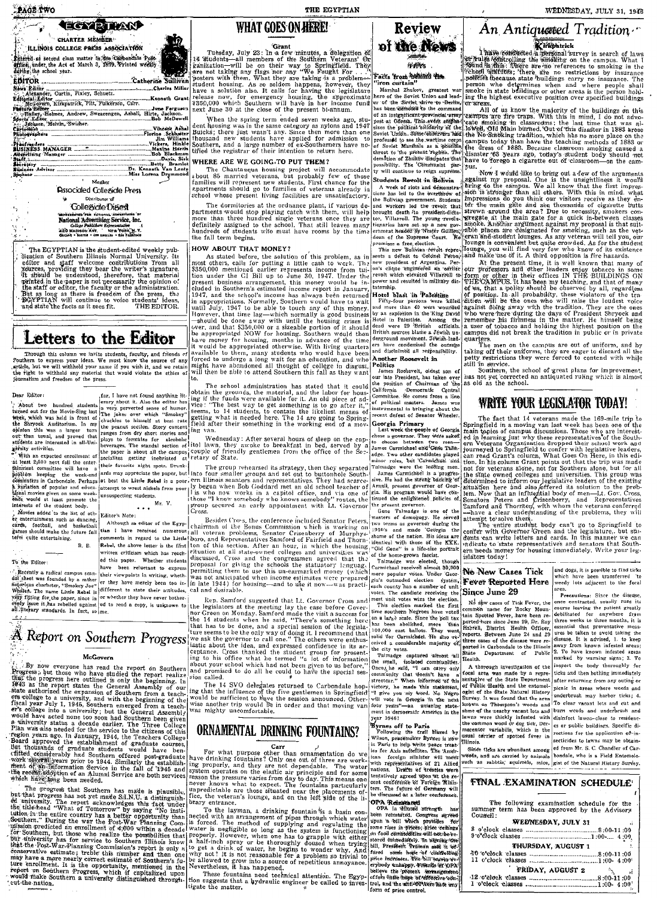# EGYPTIAN

CHARTER MEMBER
ILLINOIS COLLEGE PRESS ASSOCIATION

Entered as second class matter in the Carbondale Post Office, under the Act of March 3, 1879. Printed weekly during the school year.

EDITOR ........................ Catherine Sullivan
News Editor ........................ Charles Miller
Alexander, Curtin, Pixley, Schuetz.
Editorial Editor ........................ Kenneth Grant
McGovern, Kirkpatrick, Pitt, Fulkerson, Carr.
Feature Editor ........................ June Ferguson
Hailey, Holmes, Andrew, Swearengen, Ashall, Hirte, Jackson.
Sports Editor ........................ Bob McDowell
Jackson, Melvin, Swisher.
Cartoonist ........................ Vincent Ashal
Photographers ........................ Florine Schlueter
........................ Jim Williams
Proofreaders ........................ Vickers, Hinkle
BUSINESS MANAGER ........................ Maxine Harris
Advertising Manager ........................ Bob Blackman
Staff ........................ Davis, Sisk
Secretary ........................ Betty Bramlet
Business Advisor ........................ Dr. Kenneth Van Lente
Sponsor ........................ Miss Lorena Drummond

Member
Associated Collegiate Press
Distributor of
Collegiate Digest

REPRESENTED FOR NATIONAL ADVERTISING BY
National Advertising Service, Inc.
College Publishers Representative
420 MADISON AVE. NEW YORK, N. Y.
CHICAGO • BOSTON • LOS ANGELES • SAN FRANCISCO

The EGYPTIAN is the student-edited weekly publication of Southern Illinois Normal University. Its editor and staff welcome contributions from all sources, providing they bear the writer's signature. It should be understood, therefore, that material printed in the paper is not necessarily the opinion of the staff or editor, the faculty or the administration. But as long as there is freedom of the press, the EGYPTIAN will continue to voice students' ideas, and state the facts as it sees fit. THE EDITOR.

## Letters to the Editor

Through this column we invite students, faculty, and friends of Southern to express your ideas. We must know the source of any article, but we will withhold your name if you wish it, and we retain the right to withhold any material that would violate the ethics of journalism and freedom of the press.

Dear Editor:

About two hundred students turned out for the Movie-Sing last week, which was held in front of the Shryock Auditorium. In my opinion this was a larger turn out than usual, and proved that students are interested in all-University activities.

With an expected enrollment of at least 2,000 next fall the entertainment committee will have a problem keeping the week-end commuters in Carbondale. Perhaps a variation of popular and educational movies given on some week-ends would at least promote the interests of the student body.

Movies added to the list of other entertainment such as dancing, cards, football, and basketball games should make the fall term quite entertaining.

B. B.

To the Editor:

Recently a radical campus scandal sheet was founded by a rather notorious character, "Smokey Joe" Whalen. The name Little Rebel is very fitting for the paper, since in every issue it has rebelled against all literary standards. In fact, so far, I have not found anything literary about it. Also the editor has a very perverted sense of humor. The jokes over which "Smokey" chuckles to himself at best rate the peanut section. Story content ranges from dry short stories and plays to formulas for alcoholic beverages. The scandal section of the paper is about all the campus socialites getting inebriated at their favorite night spots. Drunkards may appreciate the paper, but at best the Little Rebel is a poor attempt to wrest nickels from poor unsuspecting students.

Mr. V.

\* \* \*

Editor's Note:

Although as editor of the Egyptian I have received numerous comments in regard to the Little Rebel, the above letter is the first written criticism which has reached this paper. Whether students have been reluctant to express their viewpoints in writing, whether they have merely been too indifferent to state their attitudes, or whether they have never bothered to read a copy, is unknown to me.

## A Report on Southern Progress

**McGovern**

By now everyone has read the report on Southern Progress, but those who have studied the report realize that the progress here outlined is only the beginning. In 1943 as the report states the General Assembly of our state authorized the expansion of Southern from a teachers college to a university, and with the beginning of the fiscal year July 1, 1945, Southern emerged from a teacher's college into a university; but the General Assembly would have acted none too soon had Southern been given a university status a decade earlier. The Three College Plan was also needed for the service to the citizens of this region years ago. In January, 1944, the Teachers College Board approved the establishment of graduate courses, but thousands of graduate students would have benefitted considerably had Southern offered post-graduate work several years prior to 1944. Similarly the establishment of an Information Service in the fall of 1945 and the recent adoption of an Alumni Service are both services which have long been needed.

The progress that Southern has made is plausible, but that progress has not yet made S.I.N.U. a distinguished university. The report acknowledges this fact under the title-head "What of Tomorrow" by saying "No institution in the entire country has a better opportunity than Southern." During the war the Post-War Planning Commission predicted an enrollment of 4,000 within a decade for Southern, but those who realize the possibilities that our university has for service to Southern Illinois know that the Post-War Planning Commission's report is only a conservative estimate; treble this number and then one may have a more nearly correct estimate of Southern's future enrollment. It is the opportunity, mentioned in the report on Southern Progress, which if capitalized upon would make Southern a university distinguished throughout the nation.

## WHAT GOES ON HERE!

**Grant**

Tuesday, July 23: In a few minutes, a delegation of 14 students—all members of the Southern Veterans' Organization—will be on their way to Springfield. They are not taking any flags nor any "We Fought For . . ." posters with them. What they are taking is a problem—student housing. As so seldom happens, however, they have a solution also. It calls for having the legislature release now, for emergency housing, the approximate $350,000 which Southern will have in her income fund next June 30 at the close of the present bi-annum.

When the spring term ended seven weeks ago, student housing was in the same category as nylons and 1947 Buicks; there just wasn't any. Since then more than one thousand new students have applied for admission to Southern, and a large number of ex-Southerners have notified the registrar of their intention to return here.

### WHERE ARE WE GOING TO PUT THEM?

The Chautauqua housing project will accommodate about 85 married veterans, but probably few of those families will represent new students. First chance for the apartments should go to families of veterans already in school whose present living facilities are unsatisfactory.

The dormitories at the ordnance plant, if various departments would stop playing catch with them, will help more than three hundred single veterans once they are definitely assigned to the school. That still leaves many hundreds of students who must have rooms by the time the fall term begins.

### HOW ABOUT THAT MONEY?

As stated before, the solution of this problem, as in most others, calls for putting a little cash to work. The $350,000 mentioned earlier represents income from tuition under the GI Bill up to June 30, 1947. Under the present business arrangement, this money would be included in Southern's estimated income report in January, 1947, and the school's income has always been returned in appropriations. Normally, Southern would have to wait until July, 1947 to be able to touch any of this money. However, that time lag—which normally is good business—should be done away with until the housing crises is over, and that $350,000 or a sizeable portion of it should be appropriated NOW for housing. Southern would then have money for housing, months in advance of the time it would be appropriated otherwise. With living quarters available to them, many students who would have been forced to undergo a long wait for an education, and who might have abandoned all thought of college in disgust, will then be able to attend Southern this fall as they want to.

The school administration has stated that it could obtain the grounds, the material, and the labor for housing if the funds were available for it. An old piece of advice: "The best way to get something is to go after it," seems, to 14 students, to contain the likeliest means of getting what is needed here. The 14 are going to Springfield after their something in the working end of a moving van.

Wednesday: After several hours of sleep on the capitol lawn, they awoke to breakfast in bed, served by a couple of friendly gentlemen from the office of the Secretary of State.

The group rehearsed its strategy, then they separated into four smaller groups and set out to buttonhole Southern Illinois senators and representatives. They had scarcely begun when Bob Goddard met an old school teacher of his who now works in a capitol office, and via one of those "I know somebody who knows somebody" routes, the group secured an early appointment with Lt. Governor Cross.

Besides Cross, the conference included Senator Peters, chairman of the Bonus Commission which is working on all veteran problems, Senator Crisenberry of Murphysboro, and Representatives Samford of Fairfield and Thornton of this section. After an hour, in which the housing situation at all state-owned colleges and universities was discussed, Cross and the congressmen agreed that the proposal for giving the schools the statutory language, permitting them to use this un-earmarked money (which was not anticipated when income estimates were prepared in late 1944) for housing—and to use it now—was practical and desirable.

Rep. Samford suggested that Lt. Governor Cross and the legislators at the meeting lay the case before Governor Green on Monday. Samford made the visit a success for the 14 students when he said, "There's something here that has to be done, and a special session of the legislature seems to be the only way of doing it. I recommend that we ask the governor to call one." The others were enthusiastic about the idea, and expressed confidence in its acceptance. Cross thanked the student group for presenting to his office what he termed "a lot of information about your school which had not been given to us before," and promised to do all he could to have the special session called.

The 14 SVO delegates returned to Carbondale hoping that the influence of the five gentlemen in Springfield would be sufficient to have the session announced. Otherwise another trip would be in order and that moving van was mighty uncomfortable.

## ORNAMENTAL DRINKING FOUNTAINS?

**Carr**

For what purpose other than ornamentation do we have drinking fountains? Only one out of three are working properly, and they are not dependable. The water system operates on the electric air principle and for some reason the pressure varies from day to day. This means one never knows what to expect. The fountains particularly unpredictable are those situated near the placements office, the veteran's lounge, and on the left side of the library entrance.

To the layman, a drinking fountain is a basin connected with an arrangement of pipes through which water is forced. The method of supplying and regulating the water is negligible so long as the system is functioning properly. However, when one has to grapple with either a half-inch spray or be thoroughly doused when trying to get a drink of water, he begins to wonder why. And why not? It is not reasonable for a problem so trivial to be allowed to grow into a source of repetitious annoyance. Nevertheless, it has happened.

These fountains need technical attention. The Egyptian suggests that a hydraulic engineer be called to investigate the matter.

## Review of the News

**Hirte**

### Facts from behind the "iron curtain"

Marshal Zhukov, greatest war hero of the Soviet Union and leader of the Soviet drive to Berlin, has been demoted to the command of an insignificant provincial army post at Odessa. This swift eclipse sizes the political solidarity of the Soviet Union. Some observers had professed to see the wartime corps of Soviet Marshals as a possible threat to the present regime. The demotion of Zhukov dissipates that possibility. The Communist party will continue to reign supreme.

### Students Revolt in Bolivia

A week of riots and demonstrations has led to the overthrow of the Bolivian government. Students and workers led the revolt that brought death to president-dictator, Villarroel. The young revolutionists have set up a new government headed by Nestor Guillen, dean of the Supreme Court. He promises a free election.

This new Bolivian revolt represents a defeat to Colonel Peron, new president of Argentina. Peron's clique engineered an earlier revolt which elevated Villarroel to power and resulted in military dictatorship.

### Hotel blast in Palestine

Fifty-four persons were killed and more than 40 were wounded by an explosion in the King David Hotel in Palestine. Among the dead were 29 British officials. British sources blame a Jewish underground movement. Jewish leaders have condemned the outrage and disclaimed all responsibility.

### Another Roosevelt in Politics

James Roosevelt, oldest son of our late President, has taken over the position of Chairman of the California Democratic Central Committee. He comes from a line of political masters. James was instrumental in bringing about the recent defeat of Senator Wheeler.

### Georgia Primary

Last week the people of Georgia chose a governor. They were asked to choose between two men—James Carmichael and Gene Talmadge. Two other candidates played minor roles, but Carmichael and Talmadge were the leading men.

James Carmichael is a progressive. He had the strong backing of Arnall, present governor of Georgia. His program would have continued the enlightened policies of the present governor.

Gene Talmadge is one of the masters of demagogy. He served two terms as governor during the 1930's and made Georgia the shame of the nation. His ideas are identical with those of the KKK. "Old Gene" is a life-size portrait of the home-grown fascist.

Talmadge was elected, though Carmichael received almost 20,000 more popular votes. Under Georgia's outmoded election system, each county has a number of unit votes. The candidate receiving the most unit votes wins the election.

This election marked the first time southern Negroes have voted on a large scale. Since the poll tax has been abolished, more than 100,000 cast ballots. They went solid for Carmichael. He also received a considerable majority of the city votes.

Talmadge captured almost all the small, isolated communities. Once, he said, "I can carry any community that doesn't have a streetcar." When informed of his victory, he made this statement, "I give you my word. No Negro will vote in Georgia in the next four years"—an amazing statement in democratic America in the year 1946!

### Byrnes off to Paris

Following the trail blazed by Wilson, peacemaker Byrnes is now in Paris to help write peace treaties for Axis satellites. The American foreign minister will meet with representatives of 21 Allied nations. Drafts of treaties were tentatively agreed upon at the recent conference of Foreign Ministers. The future of Germany will be discussed at a later conference.

### OPA Reinstated

OPA in diluted strength has been reinstated. Congress agreed upon a bill which provides for some rises in prices; price ceilings on food commodities will not be restored immediately. In signing the bill, President Truman said it offered some hope of controlling price increases. The bill leaves everybody unhappy. Friends of OPA believe the present arrangement offers little hope of effective control, and the anti-OPA'ers hate any form of price control.

## An Antiquated Tradition

**Kirkpatrick**

I have conducted a personal survey in search of laws or rules controlling the smoking on the campus. What I found is this: There are no references to smoking in the school statutes; there are no restrictions by insurance policies because state buildings carry no insurance. The person who determines when and where people shall smoke in state buildings or other areas is the person holding the highest executive position over specified buildings or areas.

All of us know the majority of the buildings on this campus are fire traps. With this in mind, I do not advocate smoking in classrooms; the last time that was allowed, Old Main burned. Out of this disaster in 1883 arose the No-Smoking tradition, which has no more place on the campus today than have the teaching methods of 1883 or the dress of 1883. Because classroom smoking caused a disaster 63 years ago, today's student body should not have to forego a cigarette out of classroom—on the campus.

Now I would like to bring out a few of the arguments against my proposal. One is the unsightliness it would bring to the campus. We all know that the first impression is stronger than all others. With this in mind, what impressions do you think our visitors receive as they enter the main gate and see thousands of cigarette butts strewn around the area? Due to necessity, smokers congregate at the main gate for a quick in-between classes smoke. Another argument against my proposal is that suitable places are designated for smoking, such as the veteran and student lounges. As any veteran will tell you, our lounge is convenient but quite crowded. As for the student lounge, you will find very few who know of its existence and make use of it. A third opposition is fire hazards.

At the present time, it is well known that many of our professors and other leaders enjoy tobacco in some form or other in their offices IN THE BUILDINGS ON THE CAMPUS. It has been my teaching, and that of many of us, that a policy should be observed by all, regardless of position. In all probability, these violators of the tradition will be the ones who will raise the loudest voice against doing away with the tradition. They are the ones who were here during the days of President Shryock and remember his firmness in the matter. He himself being a user of tobacco and holding the highest position on the campus did not break the tradition in public or in private quarters.

The men on the campus are out of uniform, and by taking off their uniforms, they are eager to discard all the petty restrictions they were forced to contend with while still in service.

Southern, the school of great plans for improvement, has not yet corrected an antiquated ruling which is almost as old as the school.

## WRITE YOUR LEGISLATOR TODAY!

The fact that 14 veterans made the 169-mile trip to Springfield in a moving van last week has been one of the main topics of campus discussions. Those who are interested in learning just why these representatives of the Southern Veterans Organization dropped their school work and journeyed to Springfield to confer with legislative leaders, can read Grant's column, What Goes On Here, in this edition. In his column Grant points out that the trip was made not for veterans alone, but for Southern and for all of the state owned colleges and universities. This group was determined to inform our legislative leaders of the existing situation here and also offered its solution to the problem. Now that an influential body of men—Lt. Gov. Cross, Senators Peters and Crisenberry, and Representatives Samford and Thornton, with whom the veterans conferred—have a clear understanding of the problems, they will attempt to solve them.

The entire student body can't go to Springfield to confer with Governor Green and the legislature, but students can write letters and cards. In this manner we can vindicate to state representatives and senators that Southern needs money for housing immediately. Write your legislators today!

## No New Cases Tick Fever Reported Here Since June 29

No new cases of Tick Fever, the common name for Rocky Mountain Spotted Fever, have been reported here since June 29, Dr. Roy Harrell, District Health Officer, reports. Between June 24 and 29 three cases of the disease were reported in Carbondale to the Illinois State Department of Public Health.

A thorough investigation of the focal area was made by a representative of the State Department of Public Health and the entomologist of the State Natural History Survey. It was found that the area known as Thompson's woods and some of the nearby vacant lots and lawns were thickly infested with the common wood or dog tick, Dermacentor variabilis, which is the usual carrier of spotted fever in Illinois.

Since ticks are abundant among weeds, and are carried by animals such as rabbits, squirrels, mice, and dogs, it is possible to find ticks which have been transferred to weedy lots adjacent to the focal area.

Precautions: Since the disease, once contracted, usually runs its course leaving the patient greatly debilitated for anywhere from three weeks to three months, it is essential that preventative measures be taken to avoid taking the disease. It is advised, 1. to keep away from known infested areas; 2. To have known infested areas marked by warning signs; 3. To inspect the body thoroughly for ticks and then bathing immediately after returning from any outing or picnic in areas where weeds and underbrush may harbor ticks; 4. To clear vacant lots and cut and burn weeds and underbrush and disinfect lawns—close to residences or public buildings. Specific directions for the application of insecticides to lawns may be obtained from Mr. S. C. Chandler of Carbondale, who is a Field Entomologist of the Natural History Survey.

## FINAL EXAMINATION SCHEDULE

The following examination schedule for the summer term has been approved by the Advisory Council:

**WEDNESDAY, JULY 31**

| | |
|---|---|
| 8 o'clock classes | 8:00-11:00 |
| 9 o'clock classes | 1:00- 4:00 |

**THURSDAY, AUGUST 1**

| | |
|---|---|
| 10 o'clock classes | 8:00-11:00 |
| 11 o'clock classes | 1:00- 4:00 |

**FRIDAY, AUGUST 2**

| | |
|---|---|
| 12 o'clock classes | 8:00-11:00 |
| 1 o'clock classes | 1:00- 4:00 |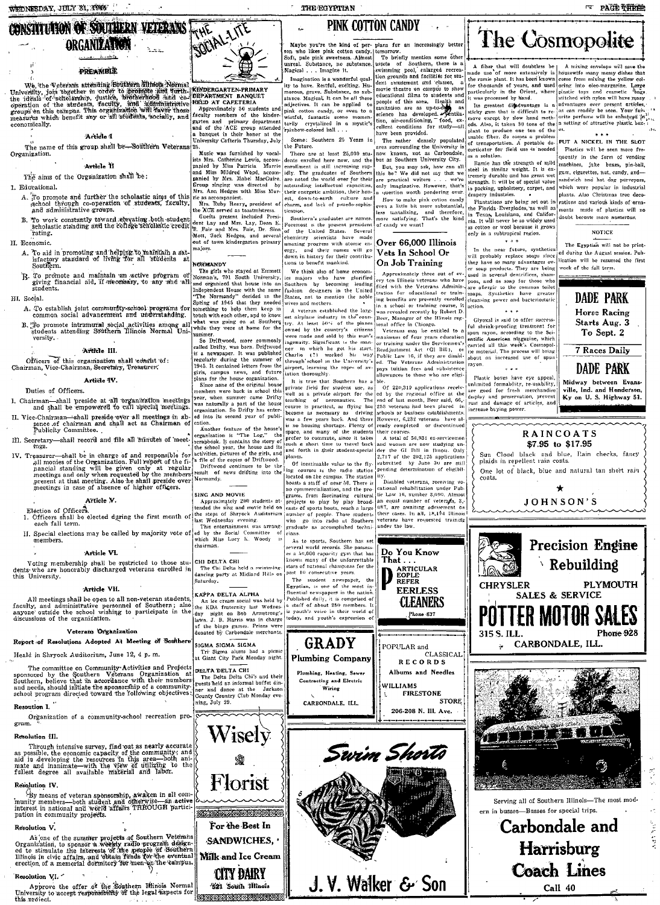# CONSTITUTION OF SOUTHERN VETERANS ORGANIZATION

## PREAMBLE

We, the Veterans attending Southern Illinois Normal University, join together in order to promote and further the ideals of scholarship, justice, brotherhood and co-operation of the students, faculty, and administrative groups on this campus. This organization will favor those measures which benefit any or all students, socially, and economically.

### Article I

The name of this group shall be—Southern Veterans Organization.

### Article II

The aims of the Organization shall be:

I. Educational.

A. To promote and further the scholastic aims of this school through co-operation of students, faculty, and administrative groups.

B. To work constantly toward elevating both student scholastic standing and the college scholastic credit rating.

II. Economic.

A. To aid in promoting and helping to maintain a satisfactory standard of living for all students at Southern.

B. To promote and maintain an active program of giving financial aid, if necessary, to any and all students.

III. Social.

A. To establish joint community-school programs for common social advancement and understanding.

B. To promote intramural social activities among all students attending Southern Illinois Normal University.

### Article III.

Officers of this organization shall consist of: Chairman, Vice-Chairman, Secretary, Treasurer.

### Article IV.

Duties of Officers.

I. Chairman—shall preside at all organization meetings and shall be empowered to call special meetings.

II. Vice-Chairman—shall preside over all meetings in absence of chairman and shall act as Chairman of Publicity Committee.

III. Secretary—shall record and file all minutes of meetings.

IV. Treasurer—shall be in charge of and responsible for all monies of the Organization. Full report of the financial standing will be given only at regular meetings and only when requested by the members present at that meeting. Also he shall preside over meetings in case of absence of higher officers.

### Article V.

Election of Officers.

I. Officers shall be elected during the first month of each fall term.

II. Special elections may be called by majority vote of members.

### Article VI.

Voting membership shall be restricted to those students who are honorably discharged veterans enrolled in this University.

### Article VII.

All meetings shall be open to all non-veteran students, faculty, and administrative personnel of Southern; also anyone outside the school wishing to participate in the discussions of the organization.

Veterans Organization

**Report of Resolutions Adopted At Meeting of Southern**

Heald in Shryock Auditorium, June 12, 4 p. m.

The committee on Community Activities and Projects sponsored by the Southern Veterans Organization at Southern, believe that in accordance with their numbers and needs, should initiate the sponsorship of a community-school program directed toward the following objectives:

**Resoution I.**

Organization of a community-school recreation program.

**Resolution III.**

Through intensive survey, find out as nearly accurate as possible, the economic capacity of the community; and aid in developing the resources in this area—both animate and inanimate—with the view of utilizing to the fullest degree all available material and labor.

**Resolution IV.**

By means of veteran sponsorship, awaken in all community members—both student and otherwise—an active interest in national and world affairs THROUGH participation in community projects.

**Resolution V.**

As one of the summer projects of Southern Veterans Organization, to sponsor a weekly radio program designed to stimulate the interests of the people of Southern Illinois in civic affairs, and obtain funds for the eventual erection of a memorial dormitory for men on the campus.

**Resolution VI.**

Approve the offer of the Southern Illinois Normal University to accept responsibility of the legal aspects for this project.

# THE SOCIAL-LITE

## KINDERGARTEN-PRIMARY DEPARTMENT BANQUET HELD AT CAFETERIA

Approximately 50 students and faculty members of the kindergarten and primary department and of the ACE group attended a banquet in their honor at the University Cafteria Thursday, July 25.

Music was furnished by vocalists Mrs. Catherine Lewis, accompanied by Miss Patricia Murrie and Miss Mildred Wood, accompanied by Mrs. Mabel MacGuire. Group singing was directed by Mrs. Ann Hedges with Miss Murrie as accompanist.

Mrs. Ruby Henry, president of the ACE served as toastmistress.

Guests present included President Lay and Mrs. Lay, Dean E. R. Fair and Mrs. Fair, Dr. Sina Mott, Jack Hedges, and several out of town kindergarten primary majors.

## NORMANDY

The girls who stayed at Emmett Norman's, 701 South University, and organized that house into an Independent House with the name "The Normandy" decided in the Spring of 1945 that they needed something to help them keep in touch with each other, and to know what was going on at Southern while they were at home for the summer.

So Driftwood, more commonly called Drifty, was born. Driftwood is a newspaper. It was published regularly during the summer of 1945. It contained letters from the girls, campus news, and future plans for the house organization.

Since none of the original house members were back in school this year, when summer came Drifty was naturally a part of the house organization. So Drifty has entered into its second year of publication.

Another feature of the house's organization is "The Log," the scrapbook. It contains the story of the school year, the house and its activities, pictures of the girls, and a file of the copies of Driftwood.

Driftwood continues to be the result of news drifting into the Normandy.

## SING AND MOVIE

Approximately 200 students attended the sing and movie held on the steps of Shryock Auditorium last Wednesday evening.

This entertainment was arranged by the Social Committee of which Miss Lucy K. Woody is chairman.

## CHI DELTA CHI

The Chi Delta held a swimming-dancing party at Midland Hills on Saturday.

## KAPPA DELTA ALPHA

An ice cream social was held by the KDA fraternity last Wednesday night on Bob Armstrong's lawn. J. B. Harris was in charge of the bingo games. Prizes were donated by Carbondale merchants.

## SIGMA SIGMA SIGMA

Tri Sigma alums had a picnic at Giant City Park Monday night.

## DELTA DELTA CHI

The Delta Delta Chi's and their guests held an informal buffet dinner and dance at the Jackson County Country Club Monday evening, July 29.

# PINK COTTON CANDY

Maybe you're the kind of person who likes pink cotton candy. Soft, pale pink sweetness. Almost unreal. Substance, no substance. Magical . . . Imagine it.

Imagination is a wonderful quality to have. Restful, exciting. Humorous, grave. Substance, no substance. Magical. It can be all these adjectives. It can be applied to pink cotton candy, or even to a wistful, fantastic scene momentarily crystalized in a mystic's rainbow-colored ball . . .

Scene: Southern 25 Years in the Future.

There are at least 25,000 students enrolled here now, and the enrollment is still increasing rapidly. The graduates of Southern are noted the world over for their astounding intellectual capacities, their energetic ambition, their honest, down-to-earth culture and charm, and lack of pseudo-sophistication.

Southern's graduates are names. Foremost is the present president of the United States. Several chemistry scientists have made amazing progress with atomic energy, and their names will go down in history for their contributions to benefit mankind.

We think also of home economics majors who have glorified Southern by becoming leading fashion designers in the United States, not to mention the noble wives and mothers.

A veteran established the largest airplane industry in the country. At least 50% of the planes owned by the country's citizens were made and sold by this man's ingenuity. Significant is the manner in which he got his start. Charlie (?) worked his way through school in the University's airport, learning the ropes of aviation thoroughly.

It is true that Southern has a private field for student use, as well as a private airport for the teaching of aeronautics. The course is practical, as flying has become as necessary as driving was a few years back. And there is no housing shortage. Plenty of space, and many of the students prefer to commute, since it takes such a short time to travel back and forth in their student-special planes.

Of inestimable value to the flying courses is the radio station located on the campus. The station boasts a staff of near 50. There is no commercialization, and the programs, from fascinating cultural projects to play by play broadcasts of sports bouts, reach a large number of people. Those students who go into radio at Southern graduate as accomplished technicians.

As to sports, Southern has set several world records. She possesses a 50,000 capacity gym that has known many of the unforgettable stars of national champions for the past 10 consecutive years.

The student newspaper, the Egyptian, is one of the most influential newspapers in the nation. Published daily, it is comprised of a staff of about 250 members. It is youth's voice in their world of today, and youth's expression of plans for an increasingly better tomorrow.

To briefly mention some other assets of Southern, there is a swimming pool, enlarged recreation grounds and facilities for student amusement and classes, a movie theatre on campus to show educational films to students and people of this area. Health and sanitation are as up-to-date as science has developed. Ventilation, air-conditioning, food, excellent conditions for study—all have been provided.

The rather densely populated area surrounding the University is now known, not as Carbondale, but as Southern University City.

But, you may ask, how can all this be? We did not say that we are practical writers . . . we're only imaginative. However, that's a question worth pondering over.

How to make pink cotton candy even a little bit more substantial, less tantalizing, and therefore, more satisfying. That's the kind of candy we want!

## Over 66,000 Illinois Vets In School Or On Job Training

Approximately three out of every ten Illinois veterans who have filed with the Veterans Administration for educational or training benefits are presently enrolled in a school or training course, it was revealed recently by Robert D. Beer, Manager of the Illinois regional office in Chicago.

Veterans may be entitled to a maximum of four years education or training under the Servicemen's Readjustment Act (GI Bill), or Public Law 16, if they are disabled. The Veterans Administration pays tuition fees and subsistence allowances to those who are eligible.

Of 220,319 applications received by the regional office at the end of last month, Beer said, 66,-258 veterans had been placed in schools or business establishments. However, 6,232 veterans have already completed or discontinued their courses.

A total of 56,931 ex-servicemen and women are now studying under the GI Bill in Illinois. Only 2,717 of the 202,125 applications submitted by June 30 are still pending determination of eligibility.

Disabled veterans, receiving vocational rehabilitation under Public Law 16, number 3,090. Almost an equal number of veterans, 3,-087, are awaiting advisement on their cases. In all, 18,194 Illinois veterans have requested training under the law.

Do You Know That . . .
**P**ARTICULAR
**E**OPLE
**R**EFER
**EERLESS CLEANERS**
Phone 637

**GRADY Plumbing Company**
Plumbing, Heating, Sewer Contracting and Electric Wiring
CARBONDALE, ILL.

POPULAR and CLASSICAL
RECORDS
Albums and Needles
WILLIAMS FIRESTONE STORE
206-208 N. Ill. Ave.

**Wisely Florist**

For the Best In SANDWICHES, Milk and Ice Cream
**CITY DAIRY**
521 South Illinois

*Swim Shorts*

**J. V. Walker & Son**

# The Cosmopolite

A fiber that will doubtless be made use of more extensively is the ramie plant. It has been known for thousands of years, and used particularly in the Orient, where it was processed by hand.

Its greatest disadvantage is a sticky gum that is difficult to remove except by slow hand methods. Also, it takes 30 tons of the plant to produce one ton of the usable fiber. So comes a problem of transportation. A portable decorticator for field use is needed as a solution.

Ramie has the strength of mild steel in similar weight. It is extremely durable and has great wet strength. It will be of special value in packing, upholstery, carpet, and drapery industries.

Plantations are being set out in the Florida Everglades, as well as in Texas, Louisiana, and California. It will never be so widely used as cotton or wool because it grows only in a subtropical region.

\* \* \*

In the near future, synthetics will probably replace soaps since they have so many advantages over soap products. They are being used in several dentifrices, shampoos, and as soap for those who are allergic to the common toilet soaps. Synthetics have greater cleansing power and bacteriostatic action.

\* \* \*

Glyoxal is said to offer successful shrink-proofing treatment for spun rayon, according to the Scientific American magazine, which carried all this week's Cosmopolite material. The process will bring about an increased use of spun rayon.

\* \* \*

Plastic boxes have eye appeal, unlimited formability, re-usability, are good for fresh merchandise display and preservation, prevent rust and damage of articles, and increase buying power.

A mixing envelope will save the housewife many messy dishes that come from mixing the yellow coloring into oleo-margarine. Large plastic toys and cosmetic bags stitched with nylon will have many advantages over present articles, as can readily be seen. Your favorite perfume will be enhanced in a setting of attractive plastic boxes.

\* \* \*

PUT A NICKEL IN THE SLOT

Plastics will be seen more frequently in the form of vending machines, juke boxes, pin-ball, gum, cigarettes, nut, candy, and—sandwich and hot dog purveyors, which were popular in industrial plants. Also Christmas tree decorations and various kinds of ornaments made of plastics will no doubt become more numerous.

**NOTICE**

The Egyptian will not be printed during the August session. Publication will be resumed the first week of the fall term.

**DADE PARK**
Horse Racing
Starts Aug. 3
To Sept. 2
7 Races Daily
**DADE PARK**
Midway between Evansville, Ind. and Henderson, Ky on U. S. Highway 51.

**RAINCOATS**
$7.95 to $17.95
Sun Cloud black and blue, Rain checks, fancy plaids in repellent rain coats.
One lot of black, blue and natural tan short rain coats.
JOHNSON'S

**Precision Engine Rebuilding**
CHRYSLER PLYMOUTH
SALES & SERVICE
**POTTER MOTOR SALES**
315 S. ILL. Phone 928
CARBONDALE, ILL.

Serving all of Southern Illinois—The most modern in busses—Busses for special trips.
**Carbondale and Harrisburg Coach Lines**
Call 40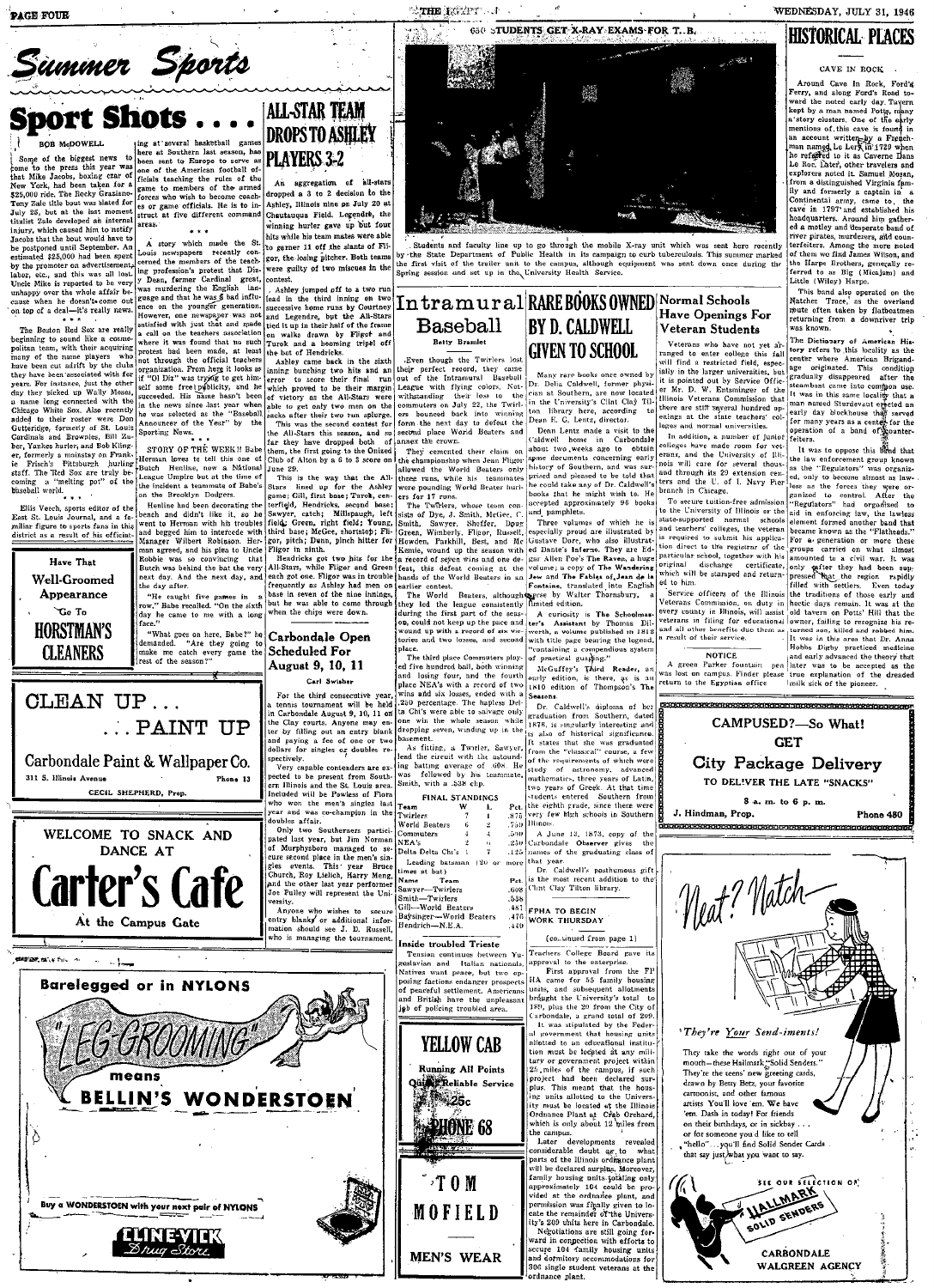# Summer Sports

## Sport Shots . . .

BOB McDOWELL

Some of the biggest news to come to the press this year was that Mike Jacobs, boxing czar of New York, had been taken for a $25,000 ride. The Rocky Graziano-Tony Zale title bout was slated for July 26, but at the last moment titlist Zale developed an internal injury, which caused him to notify Jacobs that the bout would have to be postponed until September. An estimated $25,000 had been spent by the promoter on advertisement, labor, etc., and this was all lost. Uncle Mike is reported to be very unhappy over the whole affair because when he doesn't come out on top of a deal—it's really news.

\* \* \*

The Boston Red Sox are really beginning to sound like a cosmopolitan team, with their acquiring many of the home players who have been cut adrift by the clubs they have been associated with for years. For instance, just the other day they picked up Wally Moses, a name long connected with the Chicago White Sox. Also recently added to their roster were Don Gutteridge, formerly of St. Louis Cardinals and Brownies, Bill Zuber, Yankee hurler, and Bob Klinger, formerly a mainstay on Frankie Frisch's Pittsburgh hurling staff. The Red Sox are truly becoming a "melting pot" of the baseball world.

\* \* \*

Ellis Veech, sports editor of the East St. Louis Journal, and a familiar figure to sports fans in this district as a result of his officiating at several basketball games here at Southern last season, has been sent to Europe to serve as one of the American football officials teaching the rules of the game to members of the armed forces who wish to become coaches or game officials. He is to instruct at five different command areas.

\* \* \*

A story which made the St. Louis newspapers recently concerned the members of the teaching profession's protest that Dizzy Dean, farmer Cardinal great, was murdering the English language and that he was a bad influence on the younger generation. However, one newspaper was not satisfied with just that and made a call on the teachers association where it was found that no such protest had been made, at least not through the official teachers organization. From here it looks as if "Ol Diz" was trying to get himself some free publicity, and he succeeded. His name hasn't been in the news since last year when he was selected as the "Baseball Announcer of the Year" by the Sporting News.

\* \* \*

STORY OF THE WEEK!! Babe Herman loves to tell this one of Butch Henline, now a National League Umpire but at the time of the incident a teammate of Babe's on the Brooklyn Dodgers.

Henline had been decorating the bench and didn't like it, so he went to Herman with his troubles and begged him to intercede with Manager Wilbert Robinson. Herman agreed, and his plea to Uncle Robbie was so convincing that Butch was behind the bat the very next day. And the next day, and the day after.

"He caught five games in a row," Babe recalled. "On the sixth day he came to me with a long face."

"What goes on here, Babe?" he demanded. "Are they going to make me catch every game the rest of the season?"

Have That Well-Groomed Appearance Go To **HORSTMAN'S CLEANERS**

**CLEAN UP . . . . . . PAINT UP**

Carbondale Paint & Wallpaper Co.
311 S. Illinois Avenue Phone 13
CECIL SHEPHERD, Prop.

WELCOME TO SNACK AND DANCE AT **Carter's Cafe** At the Campus Gate

Barelegged or in NYLONS "LEG-GROOMING" means BELLIN'S WONDERSTOEN

Buy a WONDERSTOEN with your next pair of NYLONS

CLINE-VICK Drug Store

## ALL-STAR TEAM DROPS TO ASHLEY PLAYERS 3-2

An aggregation of all-stars dropped a 3 to 2 decision to the Ashley, Illinois nine on July 20 at Chautauqua Field. Legendre, the winning hurler gave up but four hits while his team mates were able to garner 11 off the slants of Fligor, the losing pitcher. Both teams were guilty of two miscues in the contest.

Ashley jumped off to a two run lead in the third inning on two successive home runs by Courtney and Legendre, but the All-Stars tied it up in their half of the frame on walks drawn by Fligor and Turok and a booming triple off the bat of Hendricks.

Ashley came back in the sixth inning bunching two hits and an error to score their final run which proved to be their margin of victory as the All-Stars were able to get only two men on the sacks after their two run splurge.

This was the second contest for the All-Stars this season, and so far they have dropped both of them, the first going to the Onized Club of Alton by a 6 to 3 score on June 29.

This is the way that the All-Stars lined up for the Ashley game; Gill, first base; Turok, centerfield, Hendricks, second base; Sawyer, catch; Millbaugh, left field; Green, right field; Young, third base; McGee, shortstop; Fligor, pitch; Dunn, pinch hitter for Fligor in ninth.

Hendricks got two hits for the All-Stars, while Fligor and Green each got one. Fligor was in trouble frequently as Ashley had men on base in seven of the nine innings, but he was able to come through when the chips were down.

## Carbondale Open Scheduled For August 9, 10, 11

Carl Swisher

For the third consecutive year, a tennis tournament will be held in Carbondale August 9, 10, 11 on the Clay courts. Anyone may enter by filling out an entry blank and paying a fee of one or two dollars for singles or doubles respectively.

Very capable contenders are expected to be present from Southern Illinois and the St. Louis area. Included will be Pawless of Flora who won the men's singles last year and was co-champion in the doubles affair.

Only two Southerners participated last year, but Jim Norman of Murphysboro managed to secure second place in the men's singles events. This year Bruce Church, Roy Lielich, Harry Meng, and the other last year performer Joe Pulley will represent the University.

Anyone who wishes to secure entry blanks or additional information should see J. D. Russell, who is managing the tournament.

## 650 STUDENTS GET X-RAY EXAMS FOR T. B.

. . . Students and faculty line up to go through the mobile X-ray unit which was sent here recently by the State Department of Public Health in its campaign to curb tuberculosis. This summer marked the first visit of the trailer unit to the campus, although equipment was sent down once during the Spring session and set up in the University Health Service.

## Intramural Baseball

Betty Bramlet

Even though the Twirlers lost their perfect record, they came out of the Intramural Baseball League with flying colors. Notwithstanding their loss to the commuters on July 22, the Twirlers bounced back into winning form the next day to defeat the second place World Beaters and annex the crown.

They cemented their claim on the championship when Jean Fligor allowed the World Beaters only three runs, while his teammates were pounding World Beater hurlers for 17 runs.

The Twirlers, whose team consists of Dye, J. Smith, McGee, C. Smith, Sawyer, Shoffer, Doug Green, Wimberly, Fligor, Russell, Howden, Farkhill, Best, and McKemie, wound up the season with a record of seven wins and one defeat, this defeat coming at the hands of the World Beaters in an earlier contest.

The World Beaters, although they led the league consistently during the first part of the season, could not keep up the pace and wound up with a record of six victories and two losses, and second place.

The third place Commuters played five hundred ball, both winning and losing four, and the fourth place NEA's with a record of two wins and six losses, ended with a .250 percentage. The hapless Delta Chi's were able to salvage only one win the whole season while dropping seven, winding up in the basement.

As fitting, a Twirler, Sawyer, lead the circuit with the astounding batting average of .608. He was followed by his teammate, Smith, with a .538 clip.

FINAL STANDINGS

| Team | W | L | Pct. |
|---|---|---|---|
| Twirlers | 7 | 1 | .875 |
| World Beaters | 6 | 2 | .750 |
| Commuters | 4 | 4 | .500 |
| NEA's | 2 | 6 | .250 |
| Delta Delta Chi's | 1 | 7 | .125 |

Leading batsman (20 or more times at bat)

| Name | Team | Pct. |
|---|---|---|
| Sawyer | Twirlers | .608 |
| Smith | Twirlers | .538 |
| Gill | World Beaters | .481 |
| Baysinger | World Beaters | .476 |
| Hendrich | N.E.A. | .440 |

## Inside troubled Trieste

Tension continues between Yugoslavian and Italian nationals. Natives want peace, but two opposing factions endanger prospects of peaceful settlement. Americans and British have the unpleasant job of policing troubled area.

**YELLOW CAB** Running All Points Quick Reliable Service 25c PHONE 68

**TOM MOFIELD** MEN'S WEAR

## RARE BOOKS OWNED BY D. CALDWELL GIVEN TO SCHOOL

Many rare books once owned by Dr. Delia Caldwell, former physician at Southern, are now located in the University's Clint Clay Tilton library here, according to Dean E. G. Lentz, director.

Dean Lentz made a visit to the Caldwell home in Carbondale about two weeks ago to obtain some documents concerning early history of Southern, and was surprised and pleased to be told that he could take any of Dr. Caldwell's books that he might wish to. He accepted approximately 96 books and pamphlets.

Three volumes of which he is especially proud are illustrated by Gustave Dore, who also illustrated Dante's Inferno. They are Edgar Allen Poe's **The Raven**, a huge volume; a copy of **The Wandering Jew** and **The Fables of Jean de la Fontaine**, translated into English verse by Walter Thornsbury, a limited edition.

A curiosity is **The Schoolmaster's Assistant** by Thomas Dilworth, a volume published in 1818 with title page bearing the legend, "containing a compendious system of practical guaging."

McGuffey's Third Reader, an early edition, is there, as is an 1810 edition of Thompson's The Seasons.

Dr. Caldwell's diploma of her graduation from Southern, dated 1876, is singularly interesting and is also of historical significance. It states that she was graduated from the "classical" course, a few of the requirements of which were study of astronomy, advanced mathematics, three years of Latin, two years of Greek. At that time students entered Southern from the eighth grade, since there were very few high schools in Southern Illinois.

A June 13, 1873, copy of the Carbondale **Observer** gives the names of the graduating class of that year.

Dr. Caldwell's posthumous gift is the most recent addition to the Clint Clay Tilton library.

## FPHA TO BEGIN WORK THURSDAY

(continued from page 1)

Teachers College Board gave its approval to the enterprise.

First approval from the FPHA came for 55 family housing units, and subsequent allotments brought the University's total to 189, plus the 20 from the City of Carbondale, a grand total of 209.

It was stipulated by the Federal government that housing units allotted to an educational institution must be located at any military or government project within 25 miles of the campus, if such project had been declared surplus. This meant that the housing units allotted to the University must be located at the Illinois Ordnance Plant at Crab Orchard, which is only about 12 miles from the campus.

Later developments revealed considerable doubt as to what parts of the Illinois ordnance plant will be declared surplus. Moreover, family housing units totaling only approximately 164 could be provided at the ordnance plant, and permission was finally given to locate the remainder of the University's 209 units here in Carbondale.

Negotiations are still going forward in connection with efforts to secure 104 family housing units and dormitory accommodations for 300 single student veterans at the ordnance plant.

## Normal Schools Have Openings For Veteran Students

Veterans who have not yet arranged to enter college this fall will find a restricted field, especially in the larger universities, but it is pointed out by Service Officer Mr. D. W. Entsminger of the Illinois Veterans Commission that there are still several hundred openings at the state teachers' colleges and normal universities.

In addition, a number of junior colleges have made room for veterans, and the University of Illinois will care for several thousand through its 29 extension centers and the U. of I. Navy Pier branch in Chicago.

To secure tuition-free admission to the University of Illinois or the state-supported normal schools and teachers' colleges, the veteran is required to submit his application direct to the registrar of the particular school, together with his original discharge certificate, which will be stamped and returned to him.

Service officers of the Illinois Veterans Commission, on duty in every county in Illinois, will assist veterans in filing for educational and all other benefits due them as a result of their service.

NOTICE

A green Parker fountain pen was lost on campus. Finder please return to the Egyptian office.

## HISTORICAL PLACES

CAVE IN ROCK

Around Cave In Rock, Ford's Ferry, and along Ford's Road toward the noted early day Tavern kept by a man named Potts, many a story clusters. One of the early mentions of this cave is found in an account written by a Frenchman named Le Ler in 1729 when he referred to it as Caverne Dans Le Roc. Later, other travelers and explorers noted it. Samuel Mason, from a distinguished Virginia family and formerly a captain in a Continental army, came to the cave in 1797 and established his headquarters. Around him gathered a motley and desperate band of river pirates, murderers, and counterfeiters. Among the more noted of them we find James Wilson, and the Harpe Brothers, generally referred to as Big (Micajam) and Little (Wiley) Harpe.

This band also operated on the Natchez Trace, as the overland route often taken by flatboatmen returning from a downriver trip was known.

The Dictionary of American History refers to this locality as the center where American Brigandage originated. This condition gradually disappeared after the steamboat came into common use. It was in this same locality that a man named Sturdevant erected an early day blockhouse that served for many years as a center for the operation of a band of counterfeiters.

It was to oppose this band that the law enforcement group known as the "Regulators" was organized, only to become almost as lawless as the forces they were organized to control. After the "Regulators" had organized to aid in enforcing law, the lawless element formed another band that became known as the "Flatheads." For a generation or more these groups carried on what almost amounted to a civil war. It was only after they had been suppressed that the region rapidly filled with settlers. Even today the traditions of those early and hectic days remain. It was at the old tavern on Potts' Hill that the owner, failing to recognize his returned son, killed and robbed him. It was in this area that Dr. Anna Hobbs Bixby practiced medicine and early advanced the theory that later was to be accepted as the true explanation of the dreaded milk sick of the pioneer.

CAMPUSED?—So What! GET **City Package Delivery** TO DELIVER THE LATE "SNACKS"

8 a. m. to 6 p. m.

J. Hindman, Prop. Phone 480

Neat? Natch—

'They're *Your* Send-iments!

They take the words right out of your mouth—these Hallmark "Solid Senders." They're the teens' new greeting cards, drawn by Betty Betz, your favorite cartoonist, and other famous artists You'll love em. We have 'em. Dash in today! For friends on their birthdays, or in sickbay . . . or for someone you'd like to tell "hello" . . . you'll find Solid Sender Cards that say just what you want to say.

SEE OUR SELECTION OF HALLMARK SOLID SENDERS

CARBONDALE WALGREEN AGENCY